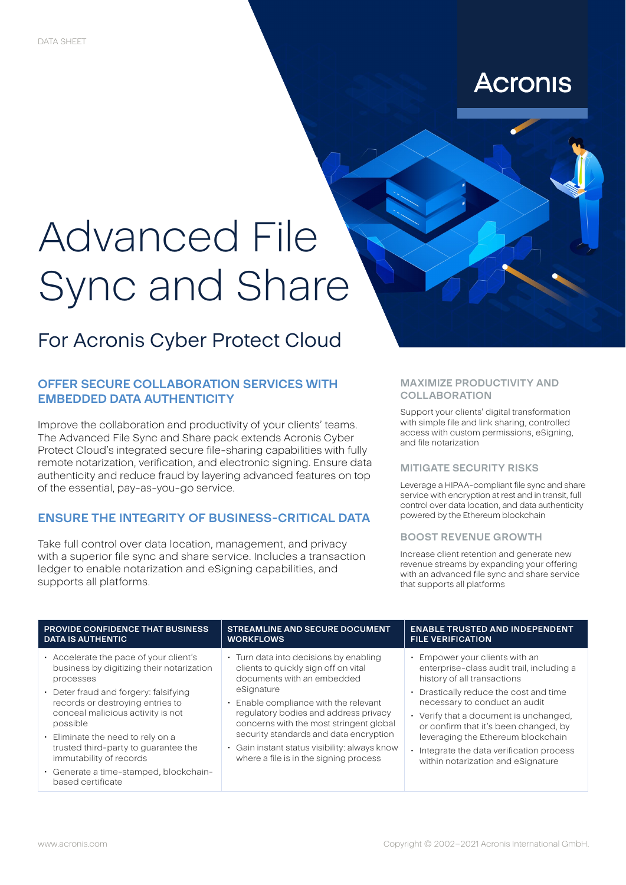DATA SHEET

Acronis

# Advanced File Sync and Share

## For Acronis Cyber Protect Cloud

### OFFER SECURE COLLABORATION SERVICES WITH EMBEDDED DATA AUTHENTICITY

Improve the collaboration and productivity of your clients' teams. The Advanced File Sync and Share pack extends Acronis Cyber Protect Cloud's integrated secure file-sharing capabilities with fully remote notarization, verification, and electronic signing. Ensure data authenticity and reduce fraud by layering advanced features on top of the essential, pay-as-you-go service.

### ENSURE THE INTEGRITY OF BUSINESS-CRITICAL DATA

Take full control over data location, management, and privacy with a superior file sync and share service. Includes a transaction ledger to enable notarization and eSigning capabilities, and supports all platforms.

### MAXIMIZE PRODUCTIVITY AND COLLABORATION

Support your clients' digital transformation with simple file and link sharing, controlled access with custom permissions, eSigning, and file notarization

### MITIGATE SECURITY RISKS

Leverage a HIPAA-compliant file sync and share service with encryption at rest and in transit, full control over data location, and data authenticity powered by the Ethereum blockchain

### BOOST REVENUE GROWTH

Increase client retention and generate new revenue streams by expanding your offering with an advanced file sync and share service that supports all platforms

| PROVIDE CONFIDENCE THAT BUSINESS DATA IS AUTHENTIC | STREAMLINE AND SECURE DOCUMENT WORKFLOWS | ENABLE TRUSTED AND INDEPENDENT FILE VERIFICATION |
|---|---|---|
| • Accelerate the pace of your client's business by digitizing their notarization processes<br>• Deter fraud and forgery: falsifying records or destroying entries to conceal malicious activity is not possible<br>• Eliminate the need to rely on a trusted third-party to guarantee the immutability of records<br>• Generate a time-stamped, blockchain-based certificate | • Turn data into decisions by enabling clients to quickly sign off on vital documents with an embedded eSignature<br>• Enable compliance with the relevant regulatory bodies and address privacy concerns with the most stringent global security standards and data encryption<br>• Gain instant status visibility: always know where a file is in the signing process | • Empower your clients with an enterprise-class audit trail, including a history of all transactions<br>• Drastically reduce the cost and time necessary to conduct an audit<br>• Verify that a document is unchanged, or confirm that it's been changed, by leveraging the Ethereum blockchain<br>• Integrate the data verification process within notarization and eSignature |

www.acronis.com

Copyright © 2002–2021 Acronis International GmbH.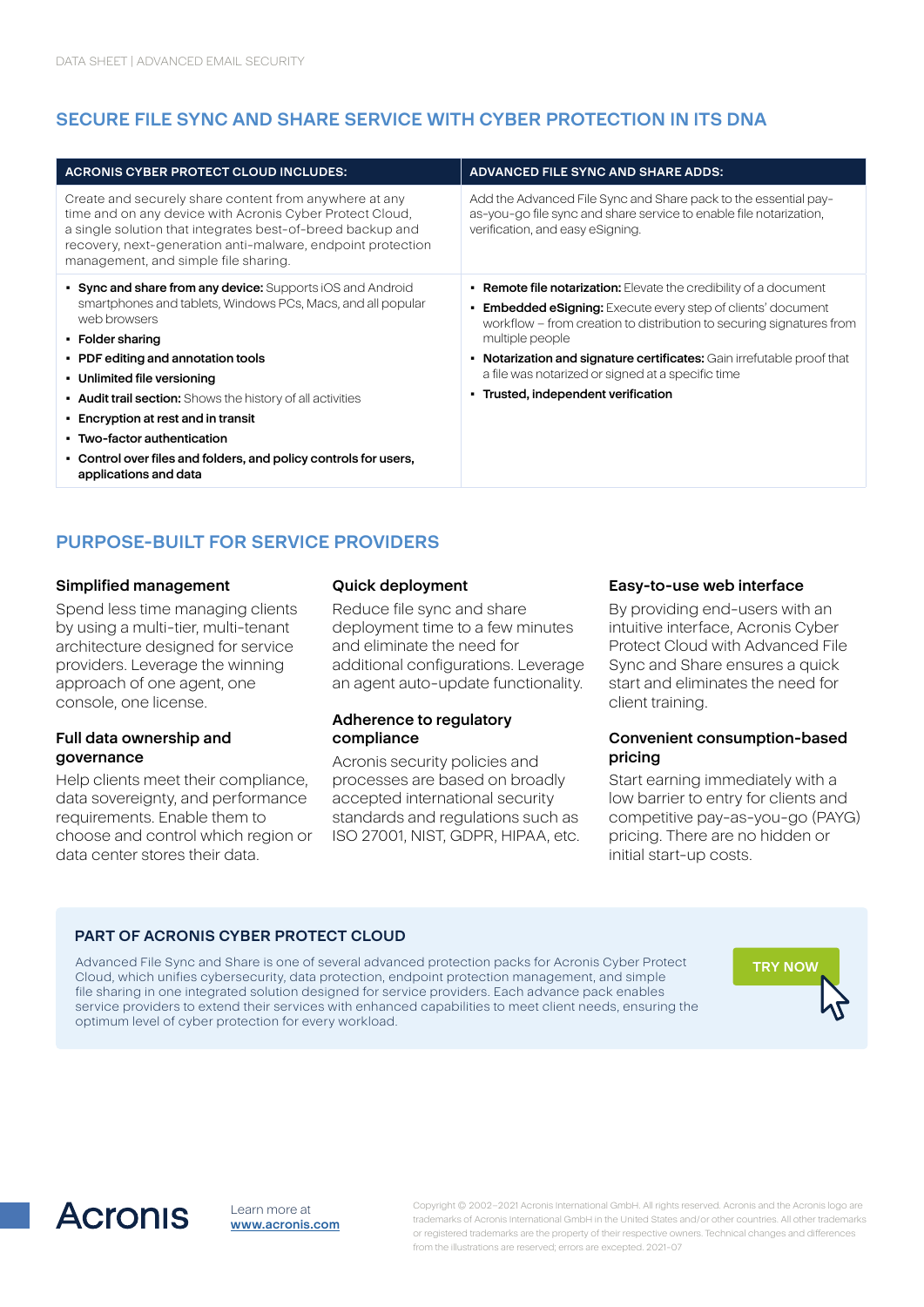## SECURE FILE SYNC AND SHARE SERVICE WITH CYBER PROTECTION IN ITS DNA

| ACRONIS CYBER PROTECT CLOUD INCLUDES: | ADVANCED FILE SYNC AND SHARE ADDS: |
|---|---|
| Create and securely share content from anywhere at any time and on any device with Acronis Cyber Protect Cloud, a single solution that integrates best-of-breed backup and recovery, next-generation anti-malware, endpoint protection management, and simple file sharing. | Add the Advanced File Sync and Share pack to the essential pay-as-you-go file sync and share service to enable file notarization, verification, and easy eSigning. |
| ▪ **Sync and share from any device:** Supports iOS and Android smartphones and tablets, Windows PCs, Macs, and all popular web browsers<br>▪ **Folder sharing**<br>▪ **PDF editing and annotation tools**<br>▪ **Unlimited file versioning**<br>▪ **Audit trail section:** Shows the history of all activities<br>▪ **Encryption at rest and in transit**<br>▪ **Two-factor authentication**<br>▪ **Control over files and folders, and policy controls for users, applications and data** | ▪ **Remote file notarization:** Elevate the credibility of a document<br>▪ **Embedded eSigning:** Execute every step of clients' document workflow – from creation to distribution to securing signatures from multiple people<br>▪ **Notarization and signature certificates:** Gain irrefutable proof that a file was notarized or signed at a specific time<br>▪ **Trusted, independent verification** |

## PURPOSE-BUILT FOR SERVICE PROVIDERS

### Simplified management

Spend less time managing clients by using a multi-tier, multi-tenant architecture designed for service providers. Leverage the winning approach of one agent, one console, one license.

### Full data ownership and governance

Help clients meet their compliance, data sovereignty, and performance requirements. Enable them to choose and control which region or data center stores their data.

### Quick deployment

Reduce file sync and share deployment time to a few minutes and eliminate the need for additional configurations. Leverage an agent auto-update functionality.

### Adherence to regulatory compliance

Acronis security policies and processes are based on broadly accepted international security standards and regulations such as ISO 27001, NIST, GDPR, HIPAA, etc.

### Easy-to-use web interface

By providing end-users with an intuitive interface, Acronis Cyber Protect Cloud with Advanced File Sync and Share ensures a quick start and eliminates the need for client training.

### Convenient consumption-based pricing

Start earning immediately with a low barrier to entry for clients and competitive pay-as-you-go (PAYG) pricing. There are no hidden or initial start-up costs.

### PART OF ACRONIS CYBER PROTECT CLOUD

Advanced File Sync and Share is one of several advanced protection packs for Acronis Cyber Protect Cloud, which unifies cybersecurity, data protection, endpoint protection management, and simple file sharing in one integrated solution designed for service providers. Each advance pack enables service providers to extend their services with enhanced capabilities to meet client needs, ensuring the optimum level of cyber protection for every workload.

TRY NOW

Acronis

Learn more at
www.acronis.com

Copyright © 2002–2021 Acronis International GmbH. All rights reserved. Acronis and the Acronis logo are trademarks of Acronis International GmbH in the United States and/or other countries. All other trademarks or registered trademarks are the property of their respective owners. Technical changes and differences from the illustrations are reserved; errors are excepted. 2021-07